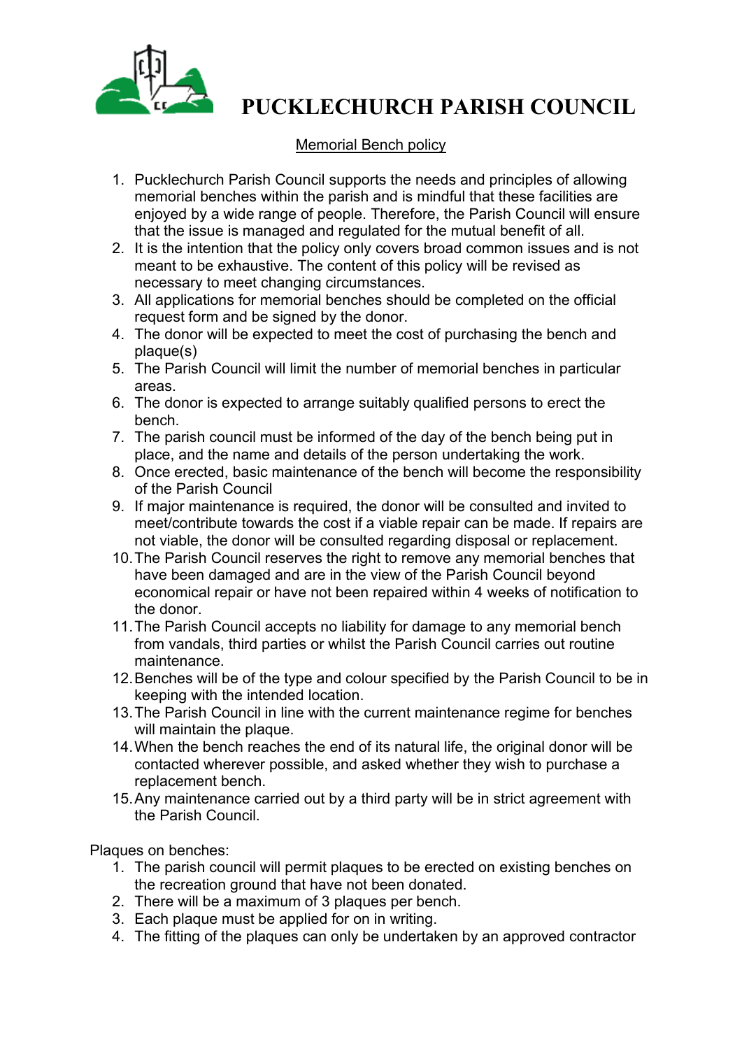# PUCKLECHURCH PARISH COUNCIL

## Memorial Bench policy

1. Pucklechurch Parish Council supports the needs and principles of allowing memorial benches within the parish and is mindful that these facilities are enjoyed by a wide range of people. Therefore, the Parish Council will ensure that the issue is managed and regulated for the mutual benefit of all.
2. It is the intention that the policy only covers broad common issues and is not meant to be exhaustive. The content of this policy will be revised as necessary to meet changing circumstances.
3. All applications for memorial benches should be completed on the official request form and be signed by the donor.
4. The donor will be expected to meet the cost of purchasing the bench and plaque(s)
5. The Parish Council will limit the number of memorial benches in particular areas.
6. The donor is expected to arrange suitably qualified persons to erect the bench.
7. The parish council must be informed of the day of the bench being put in place, and the name and details of the person undertaking the work.
8. Once erected, basic maintenance of the bench will become the responsibility of the Parish Council
9. If major maintenance is required, the donor will be consulted and invited to meet/contribute towards the cost if a viable repair can be made. If repairs are not viable, the donor will be consulted regarding disposal or replacement.
10. The Parish Council reserves the right to remove any memorial benches that have been damaged and are in the view of the Parish Council beyond economical repair or have not been repaired within 4 weeks of notification to the donor.
11. The Parish Council accepts no liability for damage to any memorial bench from vandals, third parties or whilst the Parish Council carries out routine maintenance.
12. Benches will be of the type and colour specified by the Parish Council to be in keeping with the intended location.
13. The Parish Council in line with the current maintenance regime for benches will maintain the plaque.
14. When the bench reaches the end of its natural life, the original donor will be contacted wherever possible, and asked whether they wish to purchase a replacement bench.
15. Any maintenance carried out by a third party will be in strict agreement with the Parish Council.

Plaques on benches:

1. The parish council will permit plaques to be erected on existing benches on the recreation ground that have not been donated.
2. There will be a maximum of 3 plaques per bench.
3. Each plaque must be applied for on in writing.
4. The fitting of the plaques can only be undertaken by an approved contractor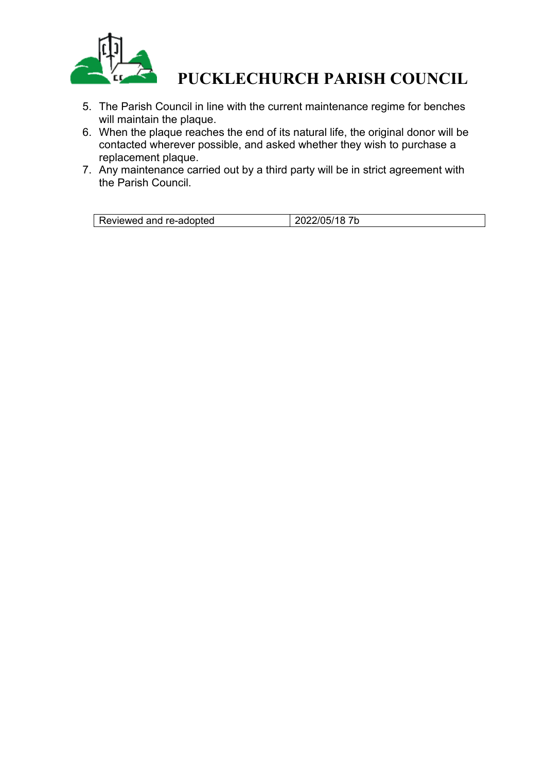5. The Parish Council in line with the current maintenance regime for benches will maintain the plaque.
6. When the plaque reaches the end of its natural life, the original donor will be contacted wherever possible, and asked whether they wish to purchase a replacement plaque.
7. Any maintenance carried out by a third party will be in strict agreement with the Parish Council.

| | |
|---|---|
| Reviewed and re-adopted | 2022/05/18 7b |